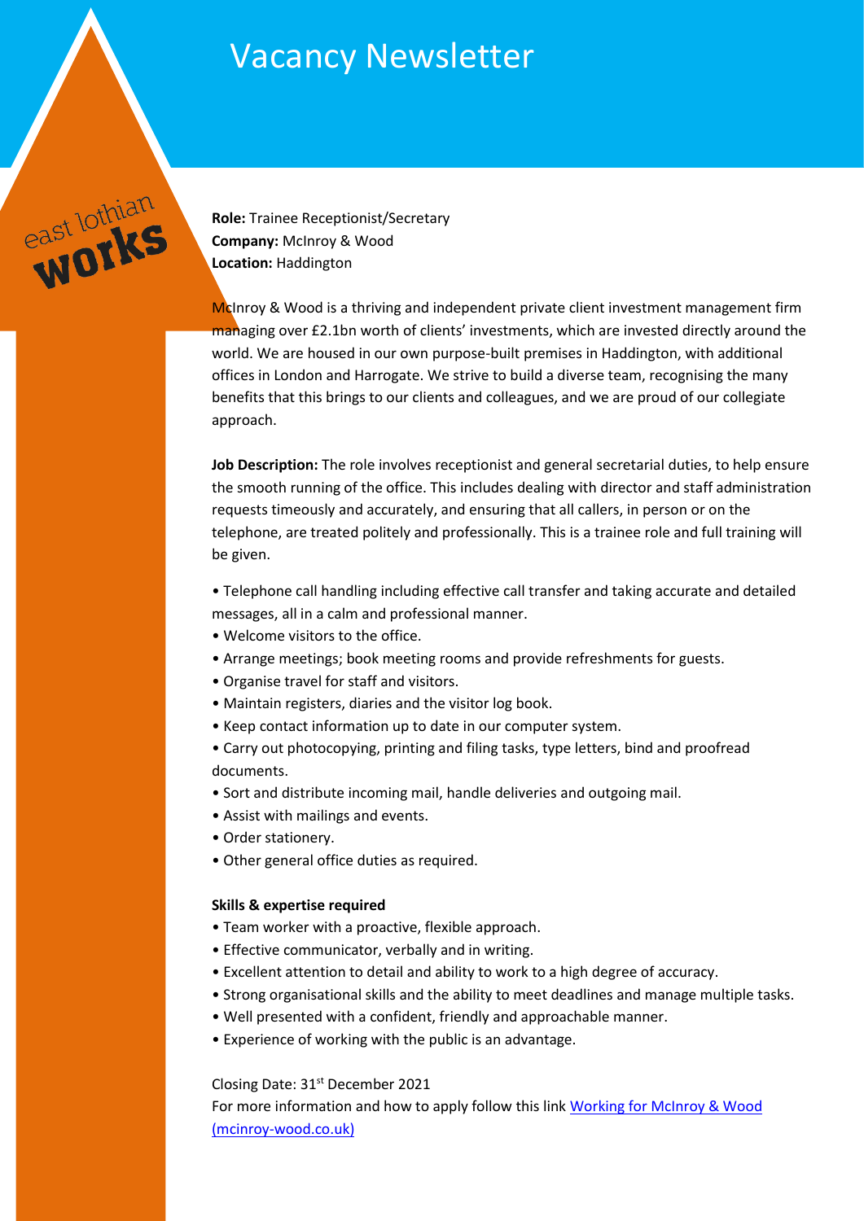# Vacancy Newsletter

east lothian works

**Role:** Trainee Receptionist/Secretary
**Company:** McInroy & Wood
**Location:** Haddington

McInroy & Wood is a thriving and independent private client investment management firm managing over £2.1bn worth of clients' investments, which are invested directly around the world. We are housed in our own purpose-built premises in Haddington, with additional offices in London and Harrogate. We strive to build a diverse team, recognising the many benefits that this brings to our clients and colleagues, and we are proud of our collegiate approach.

**Job Description:** The role involves receptionist and general secretarial duties, to help ensure the smooth running of the office. This includes dealing with director and staff administration requests timeously and accurately, and ensuring that all callers, in person or on the telephone, are treated politely and professionally. This is a trainee role and full training will be given.

- Telephone call handling including effective call transfer and taking accurate and detailed messages, all in a calm and professional manner.
- Welcome visitors to the office.
- Arrange meetings; book meeting rooms and provide refreshments for guests.
- Organise travel for staff and visitors.
- Maintain registers, diaries and the visitor log book.
- Keep contact information up to date in our computer system.
- Carry out photocopying, printing and filing tasks, type letters, bind and proofread documents.
- Sort and distribute incoming mail, handle deliveries and outgoing mail.
- Assist with mailings and events.
- Order stationery.
- Other general office duties as required.

**Skills & expertise required**

- Team worker with a proactive, flexible approach.
- Effective communicator, verbally and in writing.
- Excellent attention to detail and ability to work to a high degree of accuracy.
- Strong organisational skills and the ability to meet deadlines and manage multiple tasks.
- Well presented with a confident, friendly and approachable manner.
- Experience of working with the public is an advantage.

Closing Date: 31st December 2021
For more information and how to apply follow this link [Working for McInroy & Wood (mcinroy-wood.co.uk)]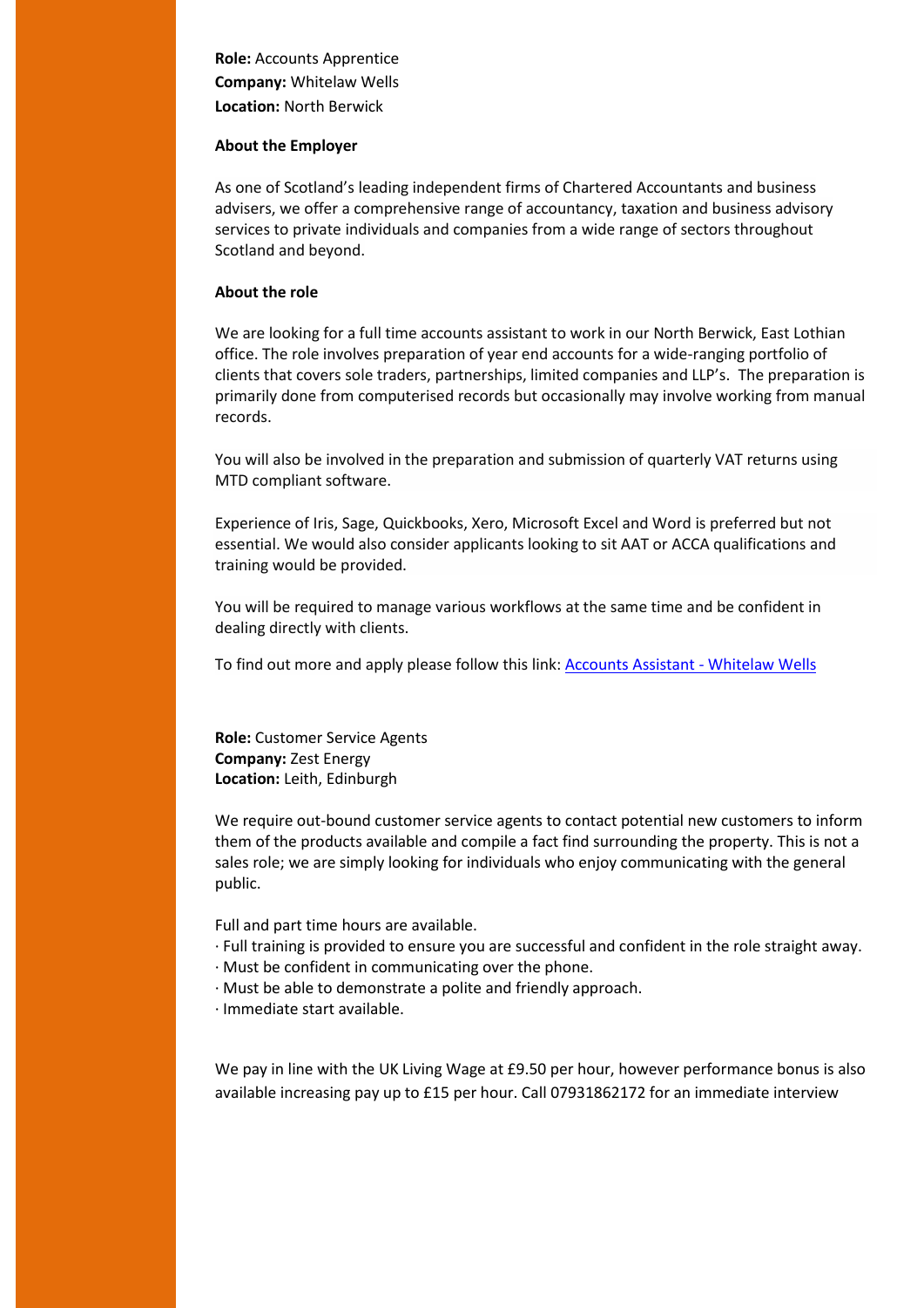**Role:** Accounts Apprentice
**Company:** Whitelaw Wells
**Location:** North Berwick

**About the Employer**

As one of Scotland's leading independent firms of Chartered Accountants and business advisers, we offer a comprehensive range of accountancy, taxation and business advisory services to private individuals and companies from a wide range of sectors throughout Scotland and beyond.

**About the role**

We are looking for a full time accounts assistant to work in our North Berwick, East Lothian office. The role involves preparation of year end accounts for a wide-ranging portfolio of clients that covers sole traders, partnerships, limited companies and LLP's. The preparation is primarily done from computerised records but occasionally may involve working from manual records.

You will also be involved in the preparation and submission of quarterly VAT returns using MTD compliant software.

Experience of Iris, Sage, Quickbooks, Xero, Microsoft Excel and Word is preferred but not essential. We would also consider applicants looking to sit AAT or ACCA qualifications and training would be provided.

You will be required to manage various workflows at the same time and be confident in dealing directly with clients.

To find out more and apply please follow this link: [Accounts Assistant - Whitelaw Wells]

**Role:** Customer Service Agents
**Company:** Zest Energy
**Location:** Leith, Edinburgh

We require out-bound customer service agents to contact potential new customers to inform them of the products available and compile a fact find surrounding the property. This is not a sales role; we are simply looking for individuals who enjoy communicating with the general public.

Full and part time hours are available.

- Full training is provided to ensure you are successful and confident in the role straight away.
- Must be confident in communicating over the phone.
- Must be able to demonstrate a polite and friendly approach.
- Immediate start available.

We pay in line with the UK Living Wage at £9.50 per hour, however performance bonus is also available increasing pay up to £15 per hour. Call 07931862172 for an immediate interview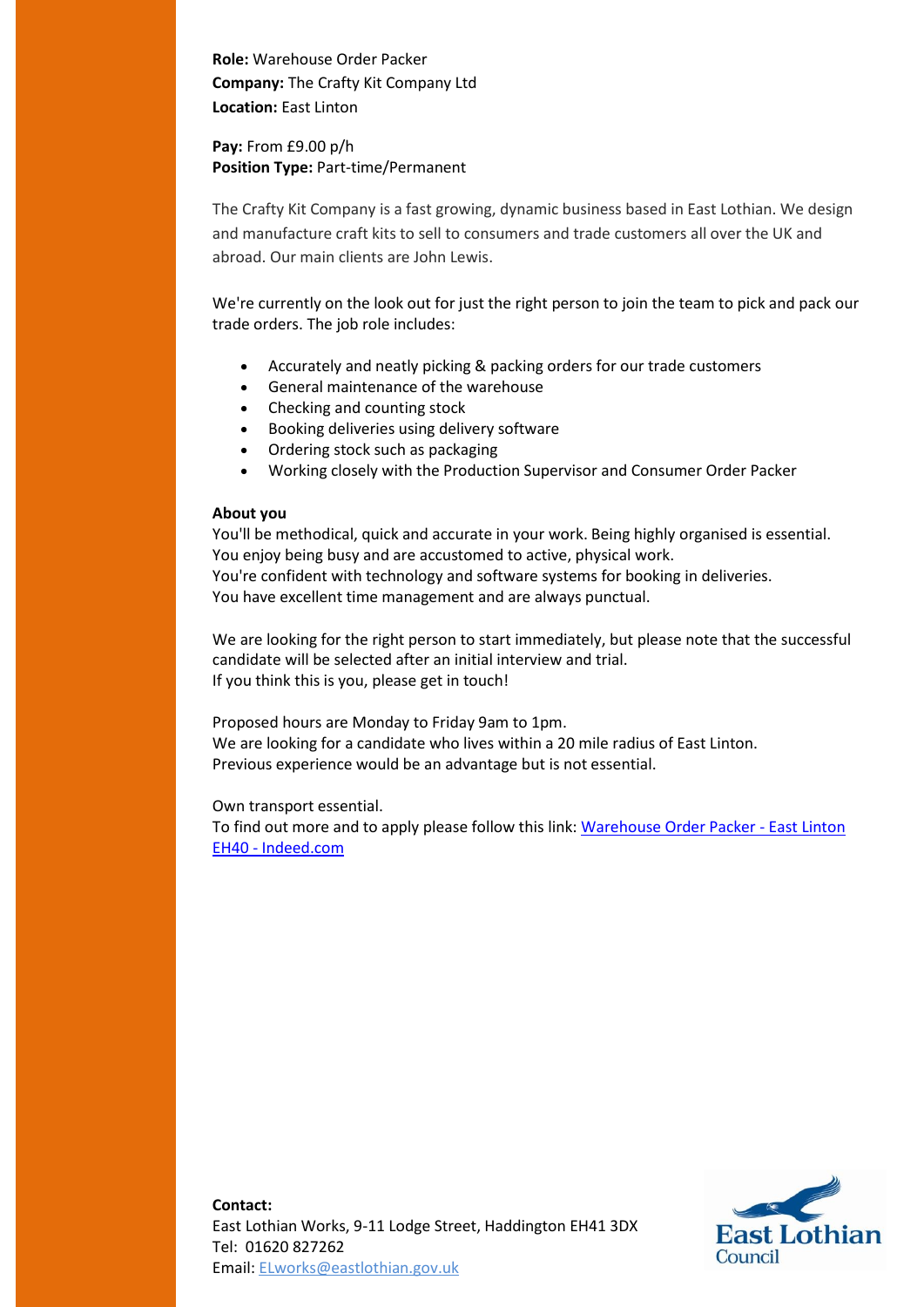**Role:** Warehouse Order Packer
**Company:** The Crafty Kit Company Ltd
**Location:** East Linton

**Pay:** From £9.00 p/h
**Position Type:** Part-time/Permanent

The Crafty Kit Company is a fast growing, dynamic business based in East Lothian. We design and manufacture craft kits to sell to consumers and trade customers all over the UK and abroad. Our main clients are John Lewis.

We're currently on the look out for just the right person to join the team to pick and pack our trade orders. The job role includes:

- Accurately and neatly picking & packing orders for our trade customers
- General maintenance of the warehouse
- Checking and counting stock
- Booking deliveries using delivery software
- Ordering stock such as packaging
- Working closely with the Production Supervisor and Consumer Order Packer

**About you**

You'll be methodical, quick and accurate in your work. Being highly organised is essential.
You enjoy being busy and are accustomed to active, physical work.
You're confident with technology and software systems for booking in deliveries.
You have excellent time management and are always punctual.

We are looking for the right person to start immediately, but please note that the successful candidate will be selected after an initial interview and trial.
If you think this is you, please get in touch!

Proposed hours are Monday to Friday 9am to 1pm.
We are looking for a candidate who lives within a 20 mile radius of East Linton.
Previous experience would be an advantage but is not essential.

Own transport essential.
To find out more and to apply please follow this link: [Warehouse Order Packer - East Linton EH40 - Indeed.com]

**Contact:**
East Lothian Works, 9-11 Lodge Street, Haddington EH41 3DX
Tel: 01620 827262
Email: ELworks@eastlothian.gov.uk

East Lothian Council